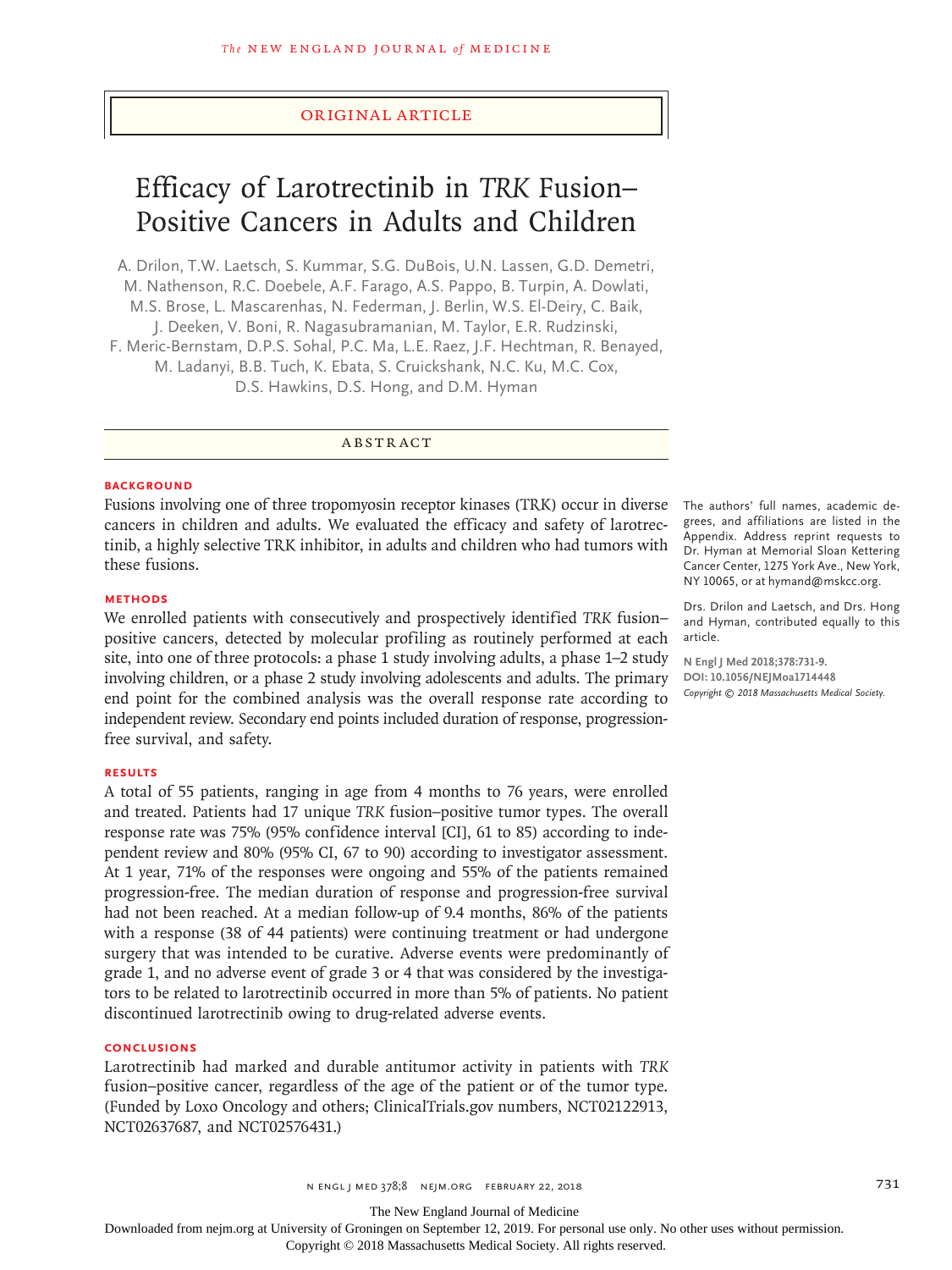ORIGINAL ARTICLE

# Efficacy of Larotrectinib in *TRK* Fusion–Positive Cancers in Adults and Children

A. Drilon, T.W. Laetsch, S. Kummar, S.G. DuBois, U.N. Lassen, G.D. Demetri, M. Nathenson, R.C. Doebele, A.F. Farago, A.S. Pappo, B. Turpin, A. Dowlati, M.S. Brose, L. Mascarenhas, N. Federman, J. Berlin, W.S. El-Deiry, C. Baik, J. Deeken, V. Boni, R. Nagasubramanian, M. Taylor, E.R. Rudzinski, F. Meric-Bernstam, D.P.S. Sohal, P.C. Ma, L.E. Raez, J.F. Hechtman, R. Benayed, M. Ladanyi, B.B. Tuch, K. Ebata, S. Cruickshank, N.C. Ku, M.C. Cox, D.S. Hawkins, D.S. Hong, and D.M. Hyman

## ABSTRACT

### BACKGROUND

Fusions involving one of three tropomyosin receptor kinases (TRK) occur in diverse cancers in children and adults. We evaluated the efficacy and safety of larotrectinib, a highly selective TRK inhibitor, in adults and children who had tumors with these fusions.

### METHODS

We enrolled patients with consecutively and prospectively identified *TRK* fusion–positive cancers, detected by molecular profiling as routinely performed at each site, into one of three protocols: a phase 1 study involving adults, a phase 1–2 study involving children, or a phase 2 study involving adolescents and adults. The primary end point for the combined analysis was the overall response rate according to independent review. Secondary end points included duration of response, progression-free survival, and safety.

### RESULTS

A total of 55 patients, ranging in age from 4 months to 76 years, were enrolled and treated. Patients had 17 unique *TRK* fusion–positive tumor types. The overall response rate was 75% (95% confidence interval [CI], 61 to 85) according to independent review and 80% (95% CI, 67 to 90) according to investigator assessment. At 1 year, 71% of the responses were ongoing and 55% of the patients remained progression-free. The median duration of response and progression-free survival had not been reached. At a median follow-up of 9.4 months, 86% of the patients with a response (38 of 44 patients) were continuing treatment or had undergone surgery that was intended to be curative. Adverse events were predominantly of grade 1, and no adverse event of grade 3 or 4 that was considered by the investigators to be related to larotrectinib occurred in more than 5% of patients. No patient discontinued larotrectinib owing to drug-related adverse events.

### CONCLUSIONS

Larotrectinib had marked and durable antitumor activity in patients with *TRK* fusion–positive cancer, regardless of the age of the patient or of the tumor type. (Funded by Loxo Oncology and others; ClinicalTrials.gov numbers, NCT02122913, NCT02637687, and NCT02576431.)

The authors' full names, academic degrees, and affiliations are listed in the Appendix. Address reprint requests to Dr. Hyman at Memorial Sloan Kettering Cancer Center, 1275 York Ave., New York, NY 10065, or at hymand@mskcc.org.

Drs. Drilon and Laetsch, and Drs. Hong and Hyman, contributed equally to this article.

N Engl J Med 2018;378:731-9.
DOI: 10.1056/NEJMoa1714448
Copyright © 2018 Massachusetts Medical Society.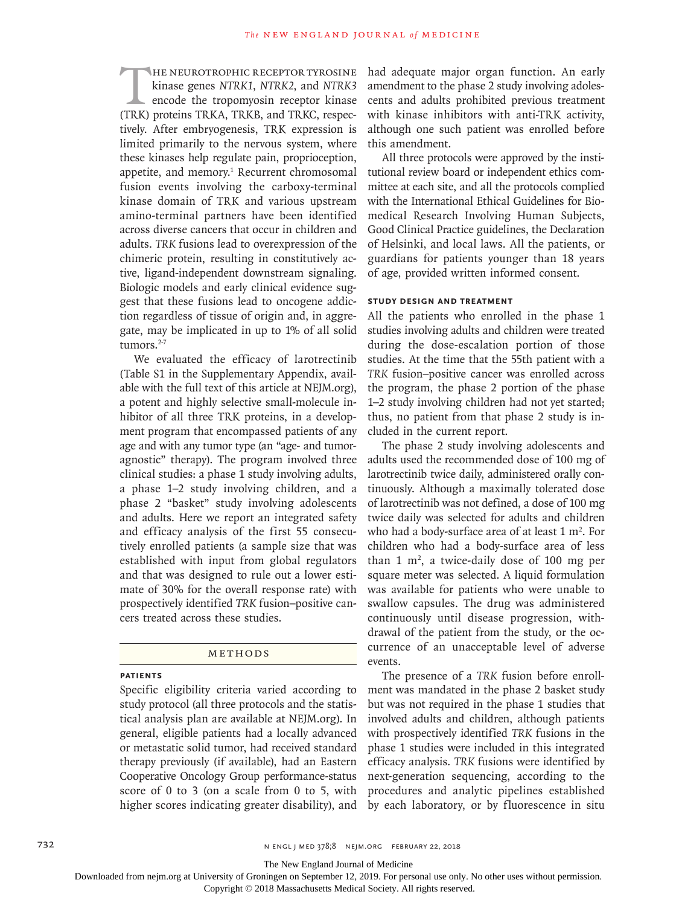The neurotrophic receptor tyrosine kinase genes *NTRK1*, *NTRK2*, and *NTRK3* encode the tropomyosin receptor kinase (TRK) proteins TRKA, TRKB, and TRKC, respectively. After embryogenesis, TRK expression is limited primarily to the nervous system, where these kinases help regulate pain, proprioception, appetite, and memory.[1] Recurrent chromosomal fusion events involving the carboxy-terminal kinase domain of TRK and various upstream amino-terminal partners have been identified across diverse cancers that occur in children and adults. *TRK* fusions lead to overexpression of the chimeric protein, resulting in constitutively active, ligand-independent downstream signaling. Biologic models and early clinical evidence suggest that these fusions lead to oncogene addiction regardless of tissue of origin and, in aggregate, may be implicated in up to 1% of all solid tumors.[2-7]

We evaluated the efficacy of larotrectinib (Table S1 in the Supplementary Appendix, available with the full text of this article at NEJM.org), a potent and highly selective small-molecule inhibitor of all three TRK proteins, in a development program that encompassed patients of any age and with any tumor type (an "age- and tumor-agnostic" therapy). The program involved three clinical studies: a phase 1 study involving adults, a phase 1–2 study involving children, and a phase 2 "basket" study involving adolescents and adults. Here we report an integrated safety and efficacy analysis of the first 55 consecutively enrolled patients (a sample size that was established with input from global regulators and that was designed to rule out a lower estimate of 30% for the overall response rate) with prospectively identified *TRK* fusion–positive cancers treated across these studies.

## Methods

### Patients

Specific eligibility criteria varied according to study protocol (all three protocols and the statistical analysis plan are available at NEJM.org). In general, eligible patients had a locally advanced or metastatic solid tumor, had received standard therapy previously (if available), had an Eastern Cooperative Oncology Group performance-status score of 0 to 3 (on a scale from 0 to 5, with higher scores indicating greater disability), and had adequate major organ function. An early amendment to the phase 2 study involving adolescents and adults prohibited previous treatment with kinase inhibitors with anti-TRK activity, although one such patient was enrolled before this amendment.

All three protocols were approved by the institutional review board or independent ethics committee at each site, and all the protocols complied with the International Ethical Guidelines for Biomedical Research Involving Human Subjects, Good Clinical Practice guidelines, the Declaration of Helsinki, and local laws. All the patients, or guardians for patients younger than 18 years of age, provided written informed consent.

### Study Design and Treatment

All the patients who enrolled in the phase 1 studies involving adults and children were treated during the dose-escalation portion of those studies. At the time that the 55th patient with a *TRK* fusion–positive cancer was enrolled across the program, the phase 2 portion of the phase 1–2 study involving children had not yet started; thus, no patient from that phase 2 study is included in the current report.

The phase 2 study involving adolescents and adults used the recommended dose of 100 mg of larotrectinib twice daily, administered orally continuously. Although a maximally tolerated dose of larotrectinib was not defined, a dose of 100 mg twice daily was selected for adults and children who had a body-surface area of at least 1 $m^2$. For children who had a body-surface area of less than 1 $m^2$, a twice-daily dose of 100 mg per square meter was selected. A liquid formulation was available for patients who were unable to swallow capsules. The drug was administered continuously until disease progression, withdrawal of the patient from the study, or the occurrence of an unacceptable level of adverse events.

The presence of a *TRK* fusion before enrollment was mandated in the phase 2 basket study but was not required in the phase 1 studies that involved adults and children, although patients with prospectively identified *TRK* fusions in the phase 1 studies were included in this integrated efficacy analysis. *TRK* fusions were identified by next-generation sequencing, according to the procedures and analytic pipelines established by each laboratory, or by fluorescence in situ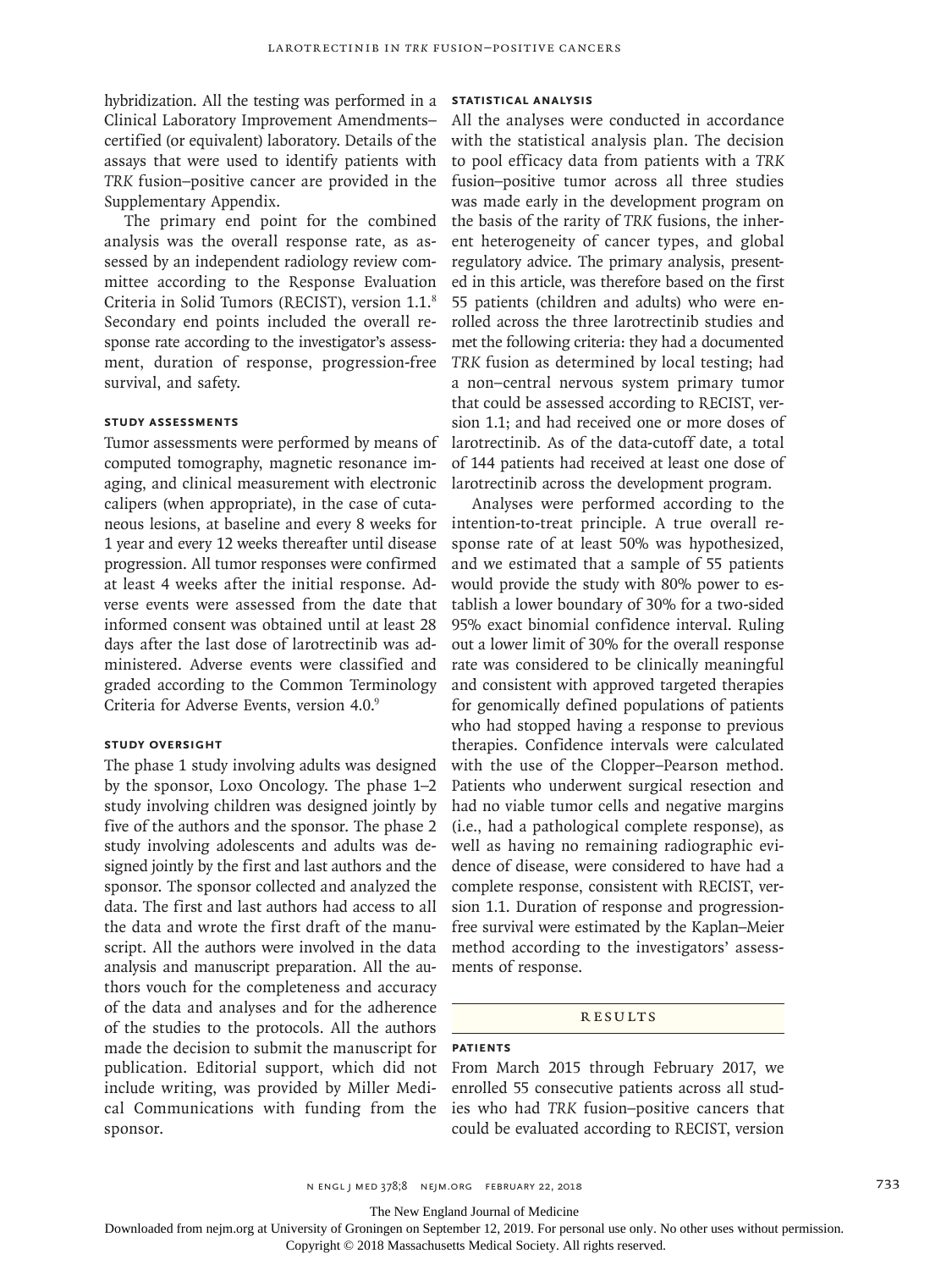hybridization. All the testing was performed in a Clinical Laboratory Improvement Amendments–certified (or equivalent) laboratory. Details of the assays that were used to identify patients with *TRK* fusion–positive cancer are provided in the Supplementary Appendix.

The primary end point for the combined analysis was the overall response rate, as assessed by an independent radiology review committee according to the Response Evaluation Criteria in Solid Tumors (RECIST), version 1.1.[8] Secondary end points included the overall response rate according to the investigator's assessment, duration of response, progression-free survival, and safety.

### Study Assessments

Tumor assessments were performed by means of computed tomography, magnetic resonance imaging, and clinical measurement with electronic calipers (when appropriate), in the case of cutaneous lesions, at baseline and every 8 weeks for 1 year and every 12 weeks thereafter until disease progression. All tumor responses were confirmed at least 4 weeks after the initial response. Adverse events were assessed from the date that informed consent was obtained until at least 28 days after the last dose of larotrectinib was administered. Adverse events were classified and graded according to the Common Terminology Criteria for Adverse Events, version 4.0.[9]

### Study Oversight

The phase 1 study involving adults was designed by the sponsor, Loxo Oncology. The phase 1–2 study involving children was designed jointly by five of the authors and the sponsor. The phase 2 study involving adolescents and adults was designed jointly by the first and last authors and the sponsor. The sponsor collected and analyzed the data. The first and last authors had access to all the data and wrote the first draft of the manuscript. All the authors were involved in the data analysis and manuscript preparation. All the authors vouch for the completeness and accuracy of the data and analyses and for the adherence of the studies to the protocols. All the authors made the decision to submit the manuscript for publication. Editorial support, which did not include writing, was provided by Miller Medical Communications with funding from the sponsor.

### Statistical Analysis

All the analyses were conducted in accordance with the statistical analysis plan. The decision to pool efficacy data from patients with a *TRK* fusion–positive tumor across all three studies was made early in the development program on the basis of the rarity of *TRK* fusions, the inherent heterogeneity of cancer types, and global regulatory advice. The primary analysis, presented in this article, was therefore based on the first 55 patients (children and adults) who were enrolled across the three larotrectinib studies and met the following criteria: they had a documented *TRK* fusion as determined by local testing; had a non–central nervous system primary tumor that could be assessed according to RECIST, version 1.1; and had received one or more doses of larotrectinib. As of the data-cutoff date, a total of 144 patients had received at least one dose of larotrectinib across the development program.

Analyses were performed according to the intention-to-treat principle. A true overall response rate of at least 50% was hypothesized, and we estimated that a sample of 55 patients would provide the study with 80% power to establish a lower boundary of 30% for a two-sided 95% exact binomial confidence interval. Ruling out a lower limit of 30% for the overall response rate was considered to be clinically meaningful and consistent with approved targeted therapies for genomically defined populations of patients who had stopped having a response to previous therapies. Confidence intervals were calculated with the use of the Clopper–Pearson method. Patients who underwent surgical resection and had no viable tumor cells and negative margins (i.e., had a pathological complete response), as well as having no remaining radiographic evidence of disease, were considered to have had a complete response, consistent with RECIST, version 1.1. Duration of response and progression-free survival were estimated by the Kaplan–Meier method according to the investigators' assessments of response.

## Results

### Patients

From March 2015 through February 2017, we enrolled 55 consecutive patients across all studies who had *TRK* fusion–positive cancers that could be evaluated according to RECIST, version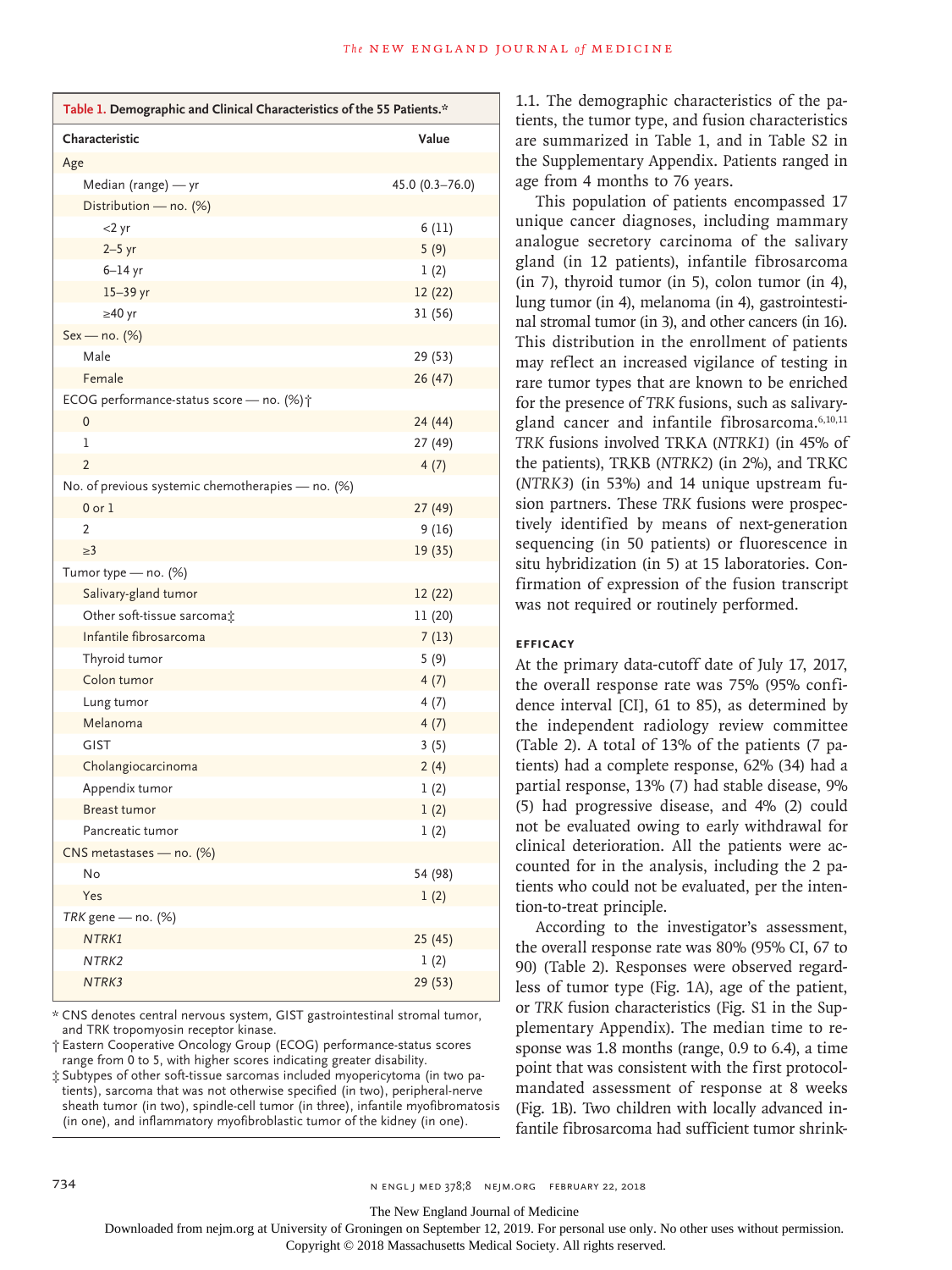**Table 1. Demographic and Clinical Characteristics of the 55 Patients.***

| Characteristic | Value |
|---|---|
| Age | |
| Median (range) — yr | 45.0 (0.3–76.0) |
| Distribution — no. (%) | |
| <2 yr | 6 (11) |
| 2–5 yr | 5 (9) |
| 6–14 yr | 1 (2) |
| 15–39 yr | 12 (22) |
| ≥40 yr | 31 (56) |
| Sex — no. (%) | |
| Male | 29 (53) |
| Female | 26 (47) |
| ECOG performance-status score — no. (%)† | |
| 0 | 24 (44) |
| 1 | 27 (49) |
| 2 | 4 (7) |
| No. of previous systemic chemotherapies — no. (%) | |
| 0 or 1 | 27 (49) |
| 2 | 9 (16) |
| ≥3 | 19 (35) |
| Tumor type — no. (%) | |
| Salivary-gland tumor | 12 (22) |
| Other soft-tissue sarcoma‡ | 11 (20) |
| Infantile fibrosarcoma | 7 (13) |
| Thyroid tumor | 5 (9) |
| Colon tumor | 4 (7) |
| Lung tumor | 4 (7) |
| Melanoma | 4 (7) |
| GIST | 3 (5) |
| Cholangiocarcinoma | 2 (4) |
| Appendix tumor | 1 (2) |
| Breast tumor | 1 (2) |
| Pancreatic tumor | 1 (2) |
| CNS metastases — no. (%) | |
| No | 54 (98) |
| Yes | 1 (2) |
| *TRK* gene — no. (%) | |
| *NTRK1* | 25 (45) |
| *NTRK2* | 1 (2) |
| *NTRK3* | 29 (53) |

\* CNS denotes central nervous system, GIST gastrointestinal stromal tumor, and TRK tropomyosin receptor kinase.

† Eastern Cooperative Oncology Group (ECOG) performance-status scores range from 0 to 5, with higher scores indicating greater disability.

‡ Subtypes of other soft-tissue sarcomas included myopericytoma (in two patients), sarcoma that was not otherwise specified (in two), peripheral-nerve sheath tumor (in two), spindle-cell tumor (in three), infantile myofibromatosis (in one), and inflammatory myofibroblastic tumor of the kidney (in one).

1.1. The demographic characteristics of the patients, the tumor type, and fusion characteristics are summarized in Table 1, and in Table S2 in the Supplementary Appendix. Patients ranged in age from 4 months to 76 years.

This population of patients encompassed 17 unique cancer diagnoses, including mammary analogue secretory carcinoma of the salivary gland (in 12 patients), infantile fibrosarcoma (in 7), thyroid tumor (in 5), colon tumor (in 4), lung tumor (in 4), melanoma (in 4), gastrointestinal stromal tumor (in 3), and other cancers (in 16). This distribution in the enrollment of patients may reflect an increased vigilance of testing in rare tumor types that are known to be enriched for the presence of *TRK* fusions, such as salivary-gland cancer and infantile fibrosarcoma.[6,10,11] *TRK* fusions involved TRKA (*NTRK1*) (in 45% of the patients), TRKB (*NTRK2*) (in 2%), and TRKC (*NTRK3*) (in 53%) and 14 unique upstream fusion partners. These *TRK* fusions were prospectively identified by means of next-generation sequencing (in 50 patients) or fluorescence in situ hybridization (in 5) at 15 laboratories. Confirmation of expression of the fusion transcript was not required or routinely performed.

### Efficacy

At the primary data-cutoff date of July 17, 2017, the overall response rate was 75% (95% confidence interval [CI], 61 to 85), as determined by the independent radiology review committee (Table 2). A total of 13% of the patients (7 patients) had a complete response, 62% (34) had a partial response, 13% (7) had stable disease, 9% (5) had progressive disease, and 4% (2) could not be evaluated owing to early withdrawal for clinical deterioration. All the patients were accounted for in the analysis, including the 2 patients who could not be evaluated, per the intention-to-treat principle.

According to the investigator's assessment, the overall response rate was 80% (95% CI, 67 to 90) (Table 2). Responses were observed regardless of tumor type (Fig. 1A), age of the patient, or *TRK* fusion characteristics (Fig. S1 in the Supplementary Appendix). The median time to response was 1.8 months (range, 0.9 to 6.4), a time point that was consistent with the first protocol-mandated assessment of response at 8 weeks (Fig. 1B). Two children with locally advanced infantile fibrosarcoma had sufficient tumor shrink-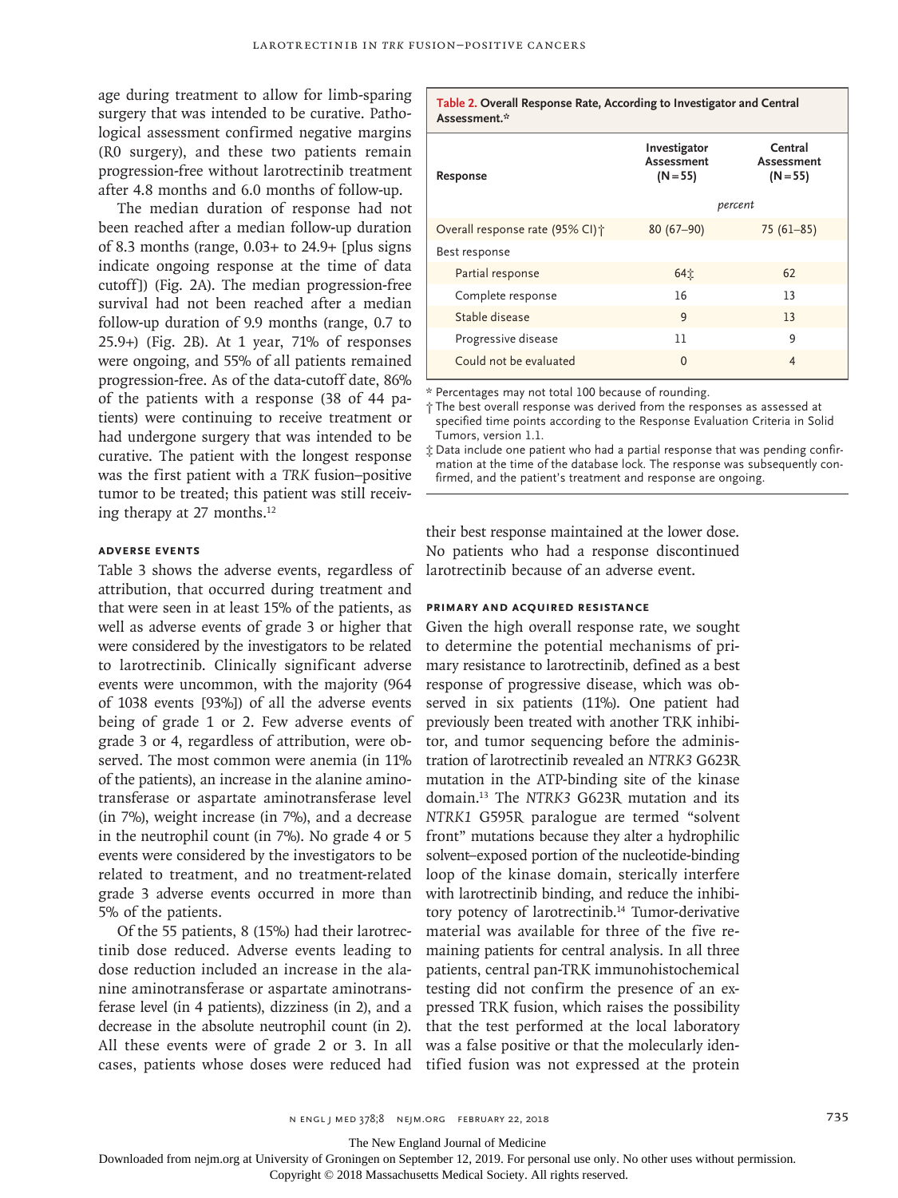age during treatment to allow for limb-sparing surgery that was intended to be curative. Pathological assessment confirmed negative margins (R0 surgery), and these two patients remain progression-free without larotrectinib treatment after 4.8 months and 6.0 months of follow-up.

The median duration of response had not been reached after a median follow-up duration of 8.3 months (range, 0.03+ to 24.9+ [plus signs indicate ongoing response at the time of data cutoff]) (Fig. 2A). The median progression-free survival had not been reached after a median follow-up duration of 9.9 months (range, 0.7 to 25.9+) (Fig. 2B). At 1 year, 71% of responses were ongoing, and 55% of all patients remained progression-free. As of the data-cutoff date, 86% of the patients with a response (38 of 44 patients) were continuing to receive treatment or had undergone surgery that was intended to be curative. The patient with the longest response was the first patient with a *TRK* fusion–positive tumor to be treated; this patient was still receiving therapy at 27 months.[12]

**Table 2. Overall Response Rate, According to Investigator and Central Assessment.***

| Response | Investigator Assessment (N=55) | Central Assessment (N=55) |
|---|---|---|
| | *percent* | |
| Overall response rate (95% CI)† | 80 (67–90) | 75 (61–85) |
| Best response | | |
| Partial response | 64‡ | 62 |
| Complete response | 16 | 13 |
| Stable disease | 9 | 13 |
| Progressive disease | 11 | 9 |
| Could not be evaluated | 0 | 4 |

\* Percentages may not total 100 because of rounding.

† The best overall response was derived from the responses as assessed at specified time points according to the Response Evaluation Criteria in Solid Tumors, version 1.1.

‡ Data include one patient who had a partial response that was pending confirmation at the time of the database lock. The response was subsequently confirmed, and the patient's treatment and response are ongoing.

### Adverse Events

Table 3 shows the adverse events, regardless of attribution, that occurred during treatment and that were seen in at least 15% of the patients, as well as adverse events of grade 3 or higher that were considered by the investigators to be related to larotrectinib. Clinically significant adverse events were uncommon, with the majority (964 of 1038 events [93%]) of all the adverse events being of grade 1 or 2. Few adverse events of grade 3 or 4, regardless of attribution, were observed. The most common were anemia (in 11% of the patients), an increase in the alanine aminotransferase or aspartate aminotransferase level (in 7%), weight increase (in 7%), and a decrease in the neutrophil count (in 7%). No grade 4 or 5 events were considered by the investigators to be related to treatment, and no treatment-related grade 3 adverse events occurred in more than 5% of the patients.

Of the 55 patients, 8 (15%) had their larotrectinib dose reduced. Adverse events leading to dose reduction included an increase in the alanine aminotransferase or aspartate aminotransferase level (in 4 patients), dizziness (in 2), and a decrease in the absolute neutrophil count (in 2). All these events were of grade 2 or 3. In all cases, patients whose doses were reduced had their best response maintained at the lower dose. No patients who had a response discontinued larotrectinib because of an adverse event.

### Primary and Acquired Resistance

Given the high overall response rate, we sought to determine the potential mechanisms of primary resistance to larotrectinib, defined as a best response of progressive disease, which was observed in six patients (11%). One patient had previously been treated with another TRK inhibitor, and tumor sequencing before the administration of larotrectinib revealed an *NTRK3* G623R mutation in the ATP-binding site of the kinase domain.[13] The *NTRK3* G623R mutation and its *NTRK1* G595R paralogue are termed "solvent front" mutations because they alter a hydrophilic solvent–exposed portion of the nucleotide-binding loop of the kinase domain, sterically interfere with larotrectinib binding, and reduce the inhibitory potency of larotrectinib.[14] Tumor-derivative material was available for three of the five remaining patients for central analysis. In all three patients, central pan-TRK immunohistochemical testing did not confirm the presence of an expressed TRK fusion, which raises the possibility that the test performed at the local laboratory was a false positive or that the molecularly identified fusion was not expressed at the protein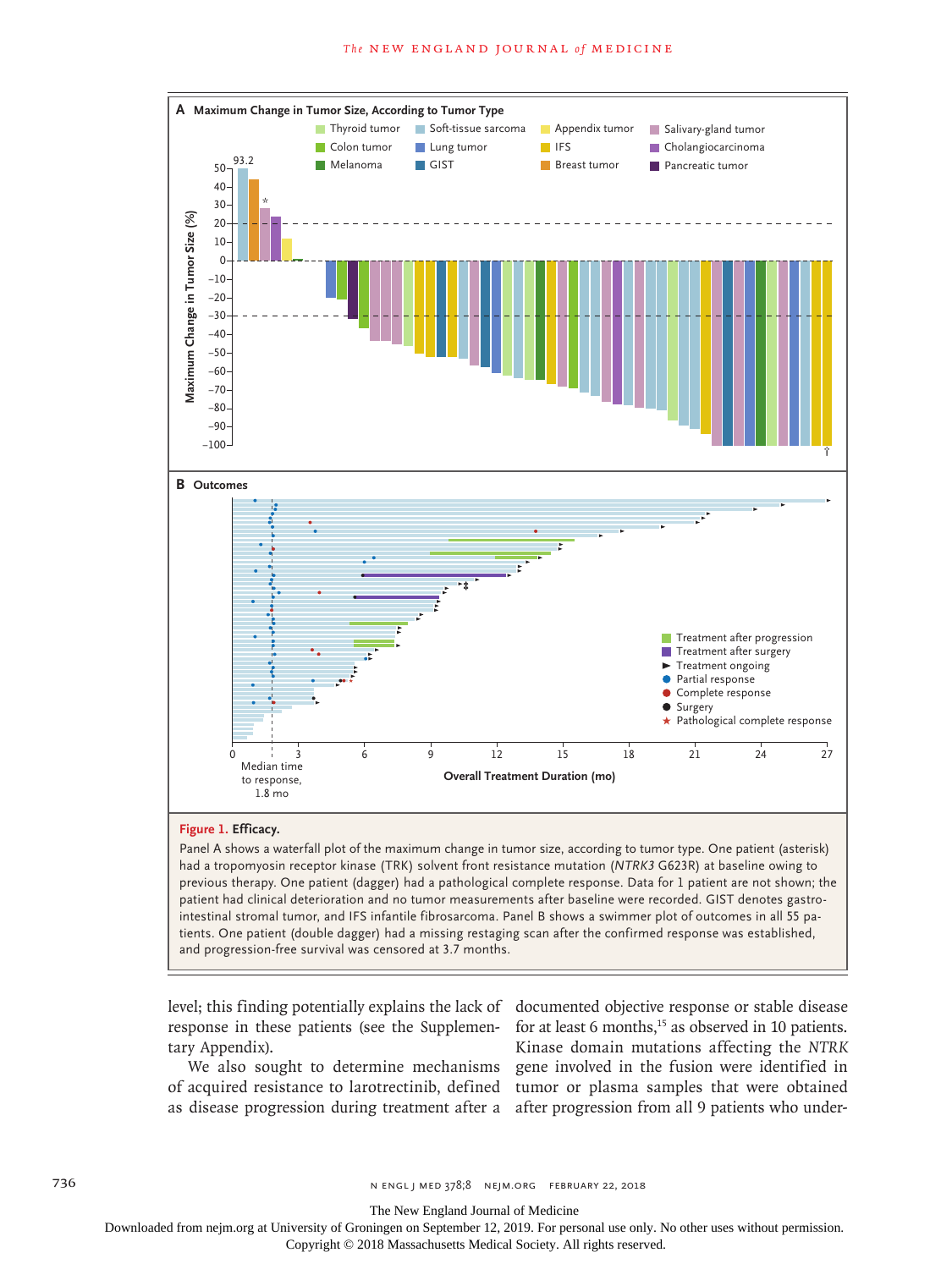**Figure 1. Efficacy.**

Panel A shows a waterfall plot of the maximum change in tumor size, according to tumor type. One patient (asterisk) had a tropomyosin receptor kinase (TRK) solvent front resistance mutation (*NTRK3* G623R) at baseline owing to previous therapy. One patient (dagger) had a pathological complete response. Data for 1 patient are not shown; the patient had clinical deterioration and no tumor measurements after baseline were recorded. GIST denotes gastrointestinal stromal tumor, and IFS infantile fibrosarcoma. Panel B shows a swimmer plot of outcomes in all 55 patients. One patient (double dagger) had a missing restaging scan after the confirmed response was established, and progression-free survival was censored at 3.7 months.

level; this finding potentially explains the lack of response in these patients (see the Supplementary Appendix).

We also sought to determine mechanisms of acquired resistance to larotrectinib, defined as disease progression during treatment after a documented objective response or stable disease for at least 6 months,[15] as observed in 10 patients. Kinase domain mutations affecting the *NTRK* gene involved in the fusion were identified in tumor or plasma samples that were obtained after progression from all 9 patients who under-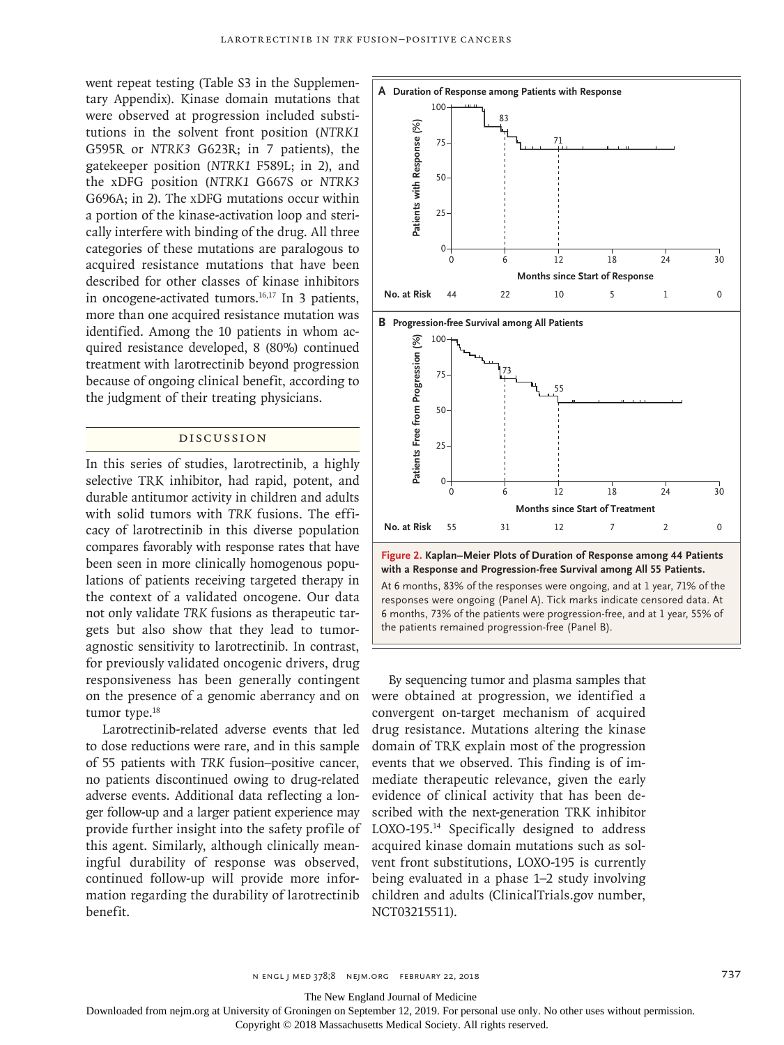went repeat testing (Table S3 in the Supplementary Appendix). Kinase domain mutations that were observed at progression included substitutions in the solvent front position (*NTRK1* G595R or *NTRK3* G623R; in 7 patients), the gatekeeper position (*NTRK1* F589L; in 2), and the xDFG position (*NTRK1* G667S or *NTRK3* G696A; in 2). The xDFG mutations occur within a portion of the kinase-activation loop and sterically interfere with binding of the drug. All three categories of these mutations are paralogous to acquired resistance mutations that have been described for other classes of kinase inhibitors in oncogene-activated tumors.[16,17] In 3 patients, more than one acquired resistance mutation was identified. Among the 10 patients in whom acquired resistance developed, 8 (80%) continued treatment with larotrectinib beyond progression because of ongoing clinical benefit, according to the judgment of their treating physicians.

**Figure 2. Kaplan–Meier Plots of Duration of Response among 44 Patients with a Response and Progression-free Survival among All 55 Patients.**

A Duration of Response among Patients with Response

B Progression-free Survival among All Patients

| | 0 | 6 | 12 | 18 | 24 | 30 |
|---|---|---|---|---|---|---|
| No. at Risk (Panel A) | 44 | 22 | 10 | 5 | 1 | 0 |
| No. at Risk (Panel B) | 55 | 31 | 12 | 7 | 2 | 0 |

At 6 months, 83% of the responses were ongoing, and at 1 year, 71% of the responses were ongoing (Panel A). Tick marks indicate censored data. At 6 months, 73% of the patients were progression-free, and at 1 year, 55% of the patients remained progression-free (Panel B).

## Discussion

In this series of studies, larotrectinib, a highly selective TRK inhibitor, had rapid, potent, and durable antitumor activity in children and adults with solid tumors with *TRK* fusions. The efficacy of larotrectinib in this diverse population compares favorably with response rates that have been seen in more clinically homogenous populations of patients receiving targeted therapy in the context of a validated oncogene. Our data not only validate *TRK* fusions as therapeutic targets but also show that they lead to tumor-agnostic sensitivity to larotrectinib. In contrast, for previously validated oncogenic drivers, drug responsiveness has been generally contingent on the presence of a genomic aberrancy and on tumor type.[18]

Larotrectinib-related adverse events that led to dose reductions were rare, and in this sample of 55 patients with *TRK* fusion–positive cancer, no patients discontinued owing to drug-related adverse events. Additional data reflecting a longer follow-up and a larger patient experience may provide further insight into the safety profile of this agent. Similarly, although clinically meaningful durability of response was observed, continued follow-up will provide more information regarding the durability of larotrectinib benefit.

By sequencing tumor and plasma samples that were obtained at progression, we identified a convergent on-target mechanism of acquired drug resistance. Mutations altering the kinase domain of TRK explain most of the progression events that we observed. This finding is of immediate therapeutic relevance, given the early evidence of clinical activity that has been described with the next-generation TRK inhibitor LOXO-195.[14] Specifically designed to address acquired kinase domain mutations such as solvent front substitutions, LOXO-195 is currently being evaluated in a phase 1–2 study involving children and adults (ClinicalTrials.gov number, NCT03215511).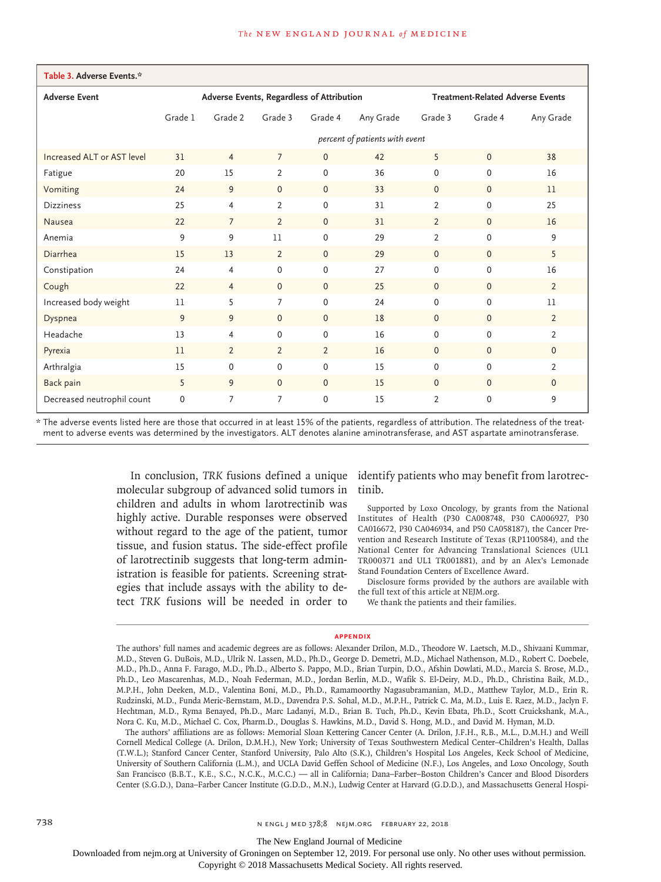**Table 3. Adverse Events.***

| Adverse Event | Adverse Events, Regardless of Attribution | | | | | Treatment-Related Adverse Events | | |
|---|---|---|---|---|---|---|---|---|
| | Grade 1 | Grade 2 | Grade 3 | Grade 4 | Any Grade | Grade 3 | Grade 4 | Any Grade |
| | *percent of patients with event* | | | | | | | |
| Increased ALT or AST level | 31 | 4 | 7 | 0 | 42 | 5 | 0 | 38 |
| Fatigue | 20 | 15 | 2 | 0 | 36 | 0 | 0 | 16 |
| Vomiting | 24 | 9 | 0 | 0 | 33 | 0 | 0 | 11 |
| Dizziness | 25 | 4 | 2 | 0 | 31 | 2 | 0 | 25 |
| Nausea | 22 | 7 | 2 | 0 | 31 | 2 | 0 | 16 |
| Anemia | 9 | 9 | 11 | 0 | 29 | 2 | 0 | 9 |
| Diarrhea | 15 | 13 | 2 | 0 | 29 | 0 | 0 | 5 |
| Constipation | 24 | 4 | 0 | 0 | 27 | 0 | 0 | 16 |
| Cough | 22 | 4 | 0 | 0 | 25 | 0 | 0 | 2 |
| Increased body weight | 11 | 5 | 7 | 0 | 24 | 0 | 0 | 11 |
| Dyspnea | 9 | 9 | 0 | 0 | 18 | 0 | 0 | 2 |
| Headache | 13 | 4 | 0 | 0 | 16 | 0 | 0 | 2 |
| Pyrexia | 11 | 2 | 2 | 2 | 16 | 0 | 0 | 0 |
| Arthralgia | 15 | 0 | 0 | 0 | 15 | 0 | 0 | 2 |
| Back pain | 5 | 9 | 0 | 0 | 15 | 0 | 0 | 0 |
| Decreased neutrophil count | 0 | 7 | 7 | 0 | 15 | 2 | 0 | 9 |

\* The adverse events listed here are those that occurred in at least 15% of the patients, regardless of attribution. The relatedness of the treatment to adverse events was determined by the investigators. ALT denotes alanine aminotransferase, and AST aspartate aminotransferase.

In conclusion, *TRK* fusions defined a unique molecular subgroup of advanced solid tumors in children and adults in whom larotrectinib was highly active. Durable responses were observed without regard to the age of the patient, tumor tissue, and fusion status. The side-effect profile of larotrectinib suggests that long-term administration is feasible for patients. Screening strategies that include assays with the ability to detect *TRK* fusions will be needed in order to identify patients who may benefit from larotrectinib.

Supported by Loxo Oncology, by grants from the National Institutes of Health (P30 CA008748, P30 CA006927, P30 CA016672, P30 CA046934, and P50 CA058187), the Cancer Prevention and Research Institute of Texas (RP1100584), and the National Center for Advancing Translational Sciences (UL1 TR000371 and UL1 TR001881), and by an Alex's Lemonade Stand Foundation Centers of Excellence Award.

Disclosure forms provided by the authors are available with the full text of this article at NEJM.org.

We thank the patients and their families.

## APPENDIX

The authors' full names and academic degrees are as follows: Alexander Drilon, M.D., Theodore W. Laetsch, M.D., Shivaani Kummar, M.D., Steven G. DuBois, M.D., Ulrik N. Lassen, M.D., Ph.D., George D. Demetri, M.D., Michael Nathenson, M.D., Robert C. Doebele, M.D., Ph.D., Anna F. Farago, M.D., Ph.D., Alberto S. Pappo, M.D., Brian Turpin, D.O., Afshin Dowlati, M.D., Marcia S. Brose, M.D., Ph.D., Leo Mascarenhas, M.D., Noah Federman, M.D., Jordan Berlin, M.D., Wafik S. El-Deiry, M.D., Ph.D., Christina Baik, M.D., M.P.H., John Deeken, M.D., Valentina Boni, M.D., Ph.D., Ramamoorthy Nagasubramanian, M.D., Matthew Taylor, M.D., Erin R. Rudzinski, M.D., Funda Meric-Bernstam, M.D., Davendra P.S. Sohal, M.D., M.P.H., Patrick C. Ma, M.D., Luis E. Raez, M.D., Jaclyn F. Hechtman, M.D., Ryma Benayed, Ph.D., Marc Ladanyi, M.D., Brian B. Tuch, Ph.D., Kevin Ebata, Ph.D., Scott Cruickshank, M.A., Nora C. Ku, M.D., Michael C. Cox, Pharm.D., Douglas S. Hawkins, M.D., David S. Hong, M.D., and David M. Hyman, M.D.

The authors' affiliations are as follows: Memorial Sloan Kettering Cancer Center (A. Drilon, J.F.H., R.B., M.L., D.M.H.) and Weill Cornell Medical College (A. Drilon, D.M.H.), New York; University of Texas Southwestern Medical Center–Children's Health, Dallas (T.W.L.); Stanford Cancer Center, Stanford University, Palo Alto (S.K.), Children's Hospital Los Angeles, Keck School of Medicine, University of Southern California (L.M.), and UCLA David Geffen School of Medicine (N.F.), Los Angeles, and Loxo Oncology, South San Francisco (B.B.T., K.E., S.C., N.C.K., M.C.C.) — all in California; Dana–Farber–Boston Children's Cancer and Blood Disorders Center (S.G.D.), Dana–Farber Cancer Institute (G.D.D., M.N.), Ludwig Center at Harvard (G.D.D.), and Massachusetts General Hospi-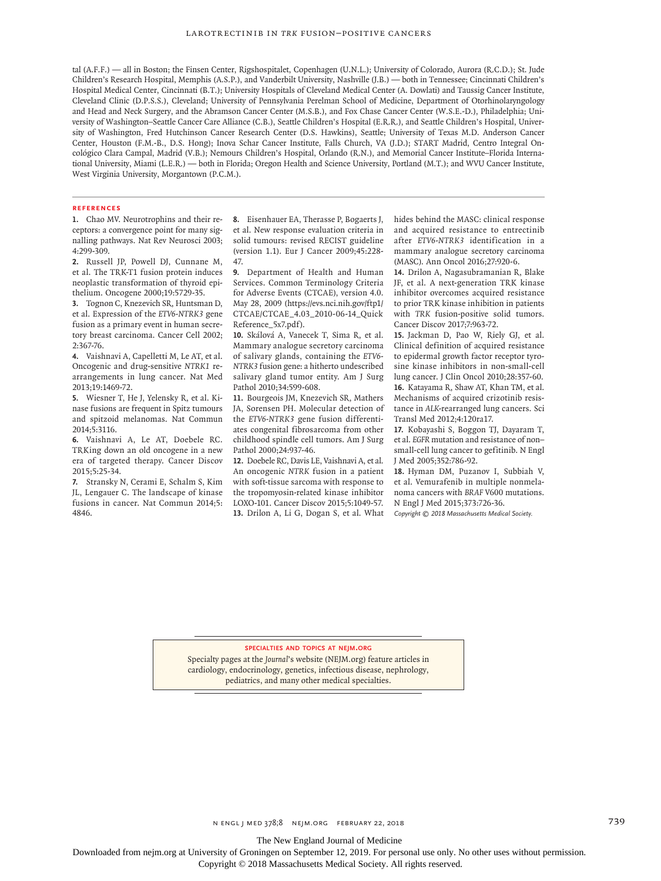tal (A.F.F.) — all in Boston; the Finsen Center, Rigshospitalet, Copenhagen (U.N.L.); University of Colorado, Aurora (R.C.D.); St. Jude Children's Research Hospital, Memphis (A.S.P.), and Vanderbilt University, Nashville (J.B.) — both in Tennessee; Cincinnati Children's Hospital Medical Center, Cincinnati (B.T.); University Hospitals of Cleveland Medical Center (A. Dowlati) and Taussig Cancer Institute, Cleveland Clinic (D.P.S.S.), Cleveland; University of Pennsylvania Perelman School of Medicine, Department of Otorhinolaryngology and Head and Neck Surgery, and the Abramson Cancer Center (M.S.B.), and Fox Chase Cancer Center (W.S.E.-D.), Philadelphia; University of Washington–Seattle Cancer Care Alliance (C.B.), Seattle Children's Hospital (E.R.R.), and Seattle Children's Hospital, University of Washington, Fred Hutchinson Cancer Research Center (D.S. Hawkins), Seattle; University of Texas M.D. Anderson Cancer Center, Houston (F.M.-B., D.S. Hong); Inova Schar Cancer Institute, Falls Church, VA (J.D.); START Madrid, Centro Integral Oncológico Clara Campal, Madrid (V.B.); Nemours Children's Hospital, Orlando (R.N.), and Memorial Cancer Institute–Florida International University, Miami (L.E.R.) — both in Florida; Oregon Health and Science University, Portland (M.T.); and WVU Cancer Institute, West Virginia University, Morgantown (P.C.M.).

## References

1. Chao MV. Neurotrophins and their receptors: a convergence point for many signalling pathways. Nat Rev Neurosci 2003;4:299-309.
2. Russell JP, Powell DJ, Cunnane M, et al. The TRK-T1 fusion protein induces neoplastic transformation of thyroid epithelium. Oncogene 2000;19:5729-35.
3. Tognon C, Knezevich SR, Huntsman D, et al. Expression of the *ETV6-NTRK3* gene fusion as a primary event in human secretory breast carcinoma. Cancer Cell 2002;2:367-76.
4. Vaishnavi A, Capelletti M, Le AT, et al. Oncogenic and drug-sensitive *NTRK1* rearrangements in lung cancer. Nat Med 2013;19:1469-72.
5. Wiesner T, He J, Yelensky R, et al. Kinase fusions are frequent in Spitz tumours and spitzoid melanomas. Nat Commun 2014;5:3116.
6. Vaishnavi A, Le AT, Doebele RC. TRKing down an old oncogene in a new era of targeted therapy. Cancer Discov 2015;5:25-34.
7. Stransky N, Cerami E, Schalm S, Kim JL, Lengauer C. The landscape of kinase fusions in cancer. Nat Commun 2014;5:4846.
8. Eisenhauer EA, Therasse P, Bogaerts J, et al. New response evaluation criteria in solid tumours: revised RECIST guideline (version 1.1). Eur J Cancer 2009;45:228-47.
9. Department of Health and Human Services. Common Terminology Criteria for Adverse Events (CTCAE), version 4.0. May 28, 2009 (https://evs.nci.nih.gov/ftp1/CTCAE/CTCAE_4.03_2010-06-14_QuickReference_5x7.pdf).
10. Skálová A, Vanecek T, Sima R, et al. Mammary analogue secretory carcinoma of salivary glands, containing the *ETV6-NTRK3* fusion gene: a hitherto undescribed salivary gland tumor entity. Am J Surg Pathol 2010;34:599-608.
11. Bourgeois JM, Knezevich SR, Mathers JA, Sorensen PH. Molecular detection of the *ETV6-NTRK3* gene fusion differentiates congenital fibrosarcoma from other childhood spindle cell tumors. Am J Surg Pathol 2000;24:937-46.
12. Doebele RC, Davis LE, Vaishnavi A, et al. An oncogenic *NTRK* fusion in a patient with soft-tissue sarcoma with response to the tropomyosin-related kinase inhibitor LOXO-101. Cancer Discov 2015;5:1049-57.
13. Drilon A, Li G, Dogan S, et al. What hides behind the MASC: clinical response and acquired resistance to entrectinib after *ETV6-NTRK3* identification in a mammary analogue secretory carcinoma (MASC). Ann Oncol 2016;27:920-6.
14. Drilon A, Nagasubramanian R, Blake JF, et al. A next-generation TRK kinase inhibitor overcomes acquired resistance to prior TRK kinase inhibition in patients with *TRK* fusion-positive solid tumors. Cancer Discov 2017;7:963-72.
15. Jackman D, Pao W, Riely GJ, et al. Clinical definition of acquired resistance to epidermal growth factor receptor tyrosine kinase inhibitors in non-small-cell lung cancer. J Clin Oncol 2010;28:357-60.
16. Katayama R, Shaw AT, Khan TM, et al. Mechanisms of acquired crizotinib resistance in *ALK*-rearranged lung cancers. Sci Transl Med 2012;4:120ra17.
17. Kobayashi S, Boggon TJ, Dayaram T, et al. *EGFR* mutation and resistance of non–small-cell lung cancer to gefitinib. N Engl J Med 2005;352:786-92.
18. Hyman DM, Puzanov I, Subbiah V, et al. Vemurafenib in multiple nonmelanoma cancers with *BRAF* V600 mutations. N Engl J Med 2015;373:726-36.

*Copyright © 2018 Massachusetts Medical Society.*

**Specialties and Topics at NEJM.org**

Specialty pages at the *Journal*'s website (NEJM.org) feature articles in cardiology, endocrinology, genetics, infectious disease, nephrology, pediatrics, and many other medical specialties.